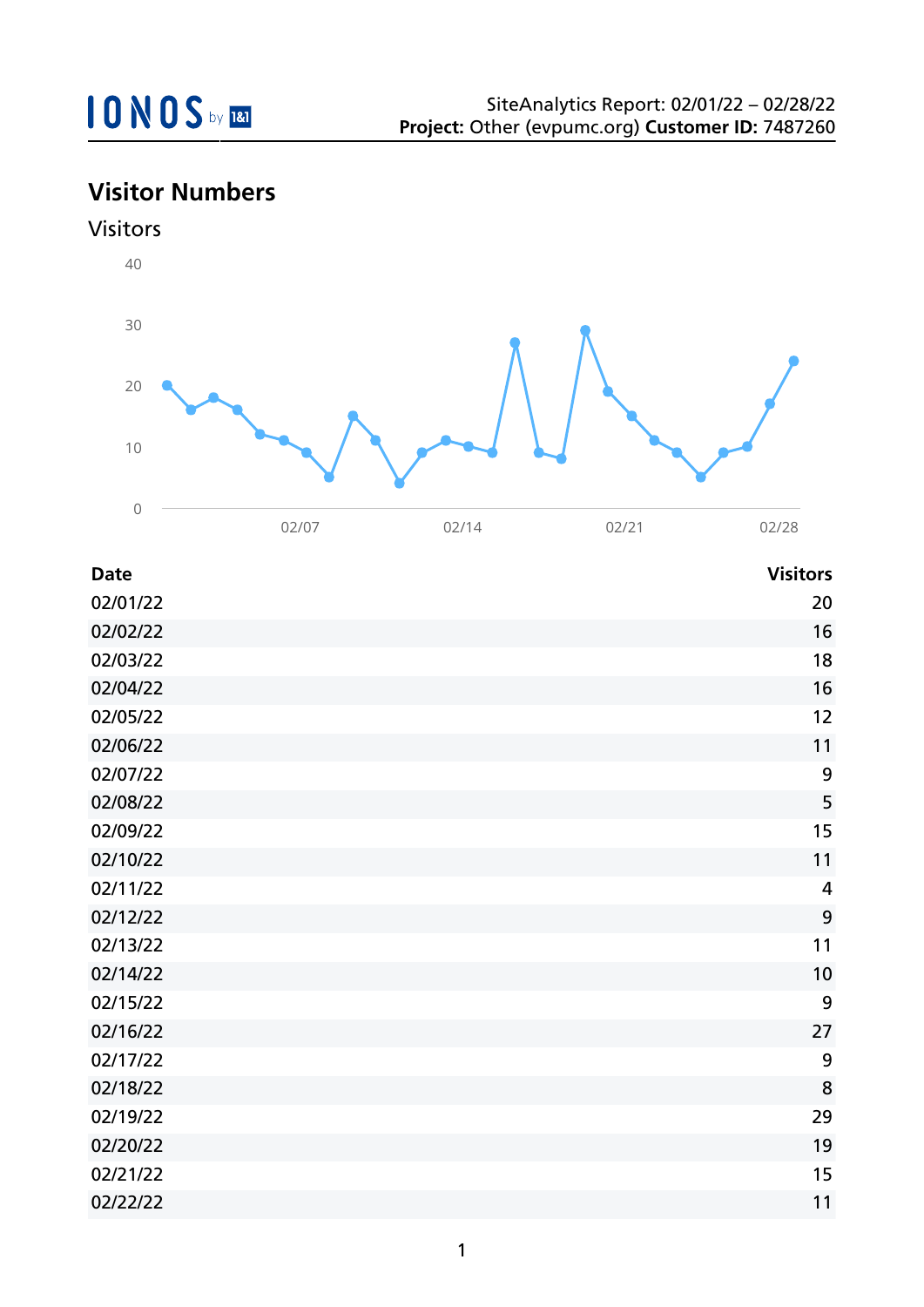SiteAnalytics Report: 02/01/22 – 02/28/22
**Project:** Other (evpumc.org) **Customer ID:** 7487260

## Visitor Numbers

### Visitors

| Date | Visitors |
| --- | --- |
| 02/01/22 | 20 |
| 02/02/22 | 16 |
| 02/03/22 | 18 |
| 02/04/22 | 16 |
| 02/05/22 | 12 |
| 02/06/22 | 11 |
| 02/07/22 | 9 |
| 02/08/22 | 5 |
| 02/09/22 | 15 |
| 02/10/22 | 11 |
| 02/11/22 | 4 |
| 02/12/22 | 9 |
| 02/13/22 | 11 |
| 02/14/22 | 10 |
| 02/15/22 | 9 |
| 02/16/22 | 27 |
| 02/17/22 | 9 |
| 02/18/22 | 8 |
| 02/19/22 | 29 |
| 02/20/22 | 19 |
| 02/21/22 | 15 |
| 02/22/22 | 11 |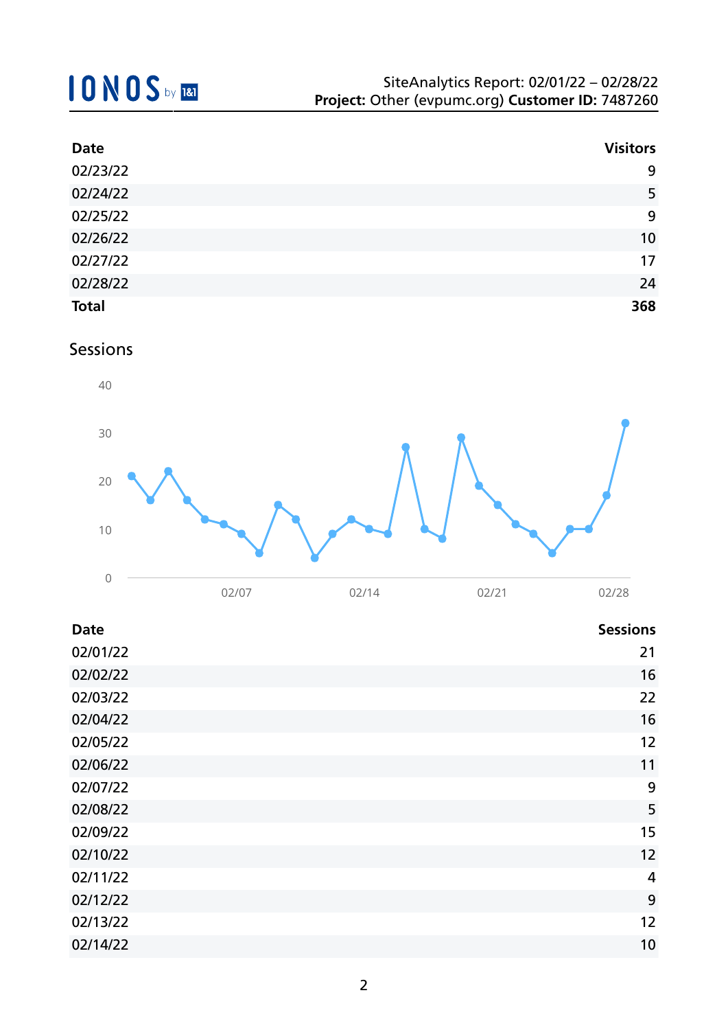| Date | Visitors |
|---|---|
| 02/23/22 | 9 |
| 02/24/22 | 5 |
| 02/25/22 | 9 |
| 02/26/22 | 10 |
| 02/27/22 | 17 |
| 02/28/22 | 24 |
| **Total** | **368** |

## Sessions

| Date | Sessions |
|---|---|
| 02/01/22 | 21 |
| 02/02/22 | 16 |
| 02/03/22 | 22 |
| 02/04/22 | 16 |
| 02/05/22 | 12 |
| 02/06/22 | 11 |
| 02/07/22 | 9 |
| 02/08/22 | 5 |
| 02/09/22 | 15 |
| 02/10/22 | 12 |
| 02/11/22 | 4 |
| 02/12/22 | 9 |
| 02/13/22 | 12 |
| 02/14/22 | 10 |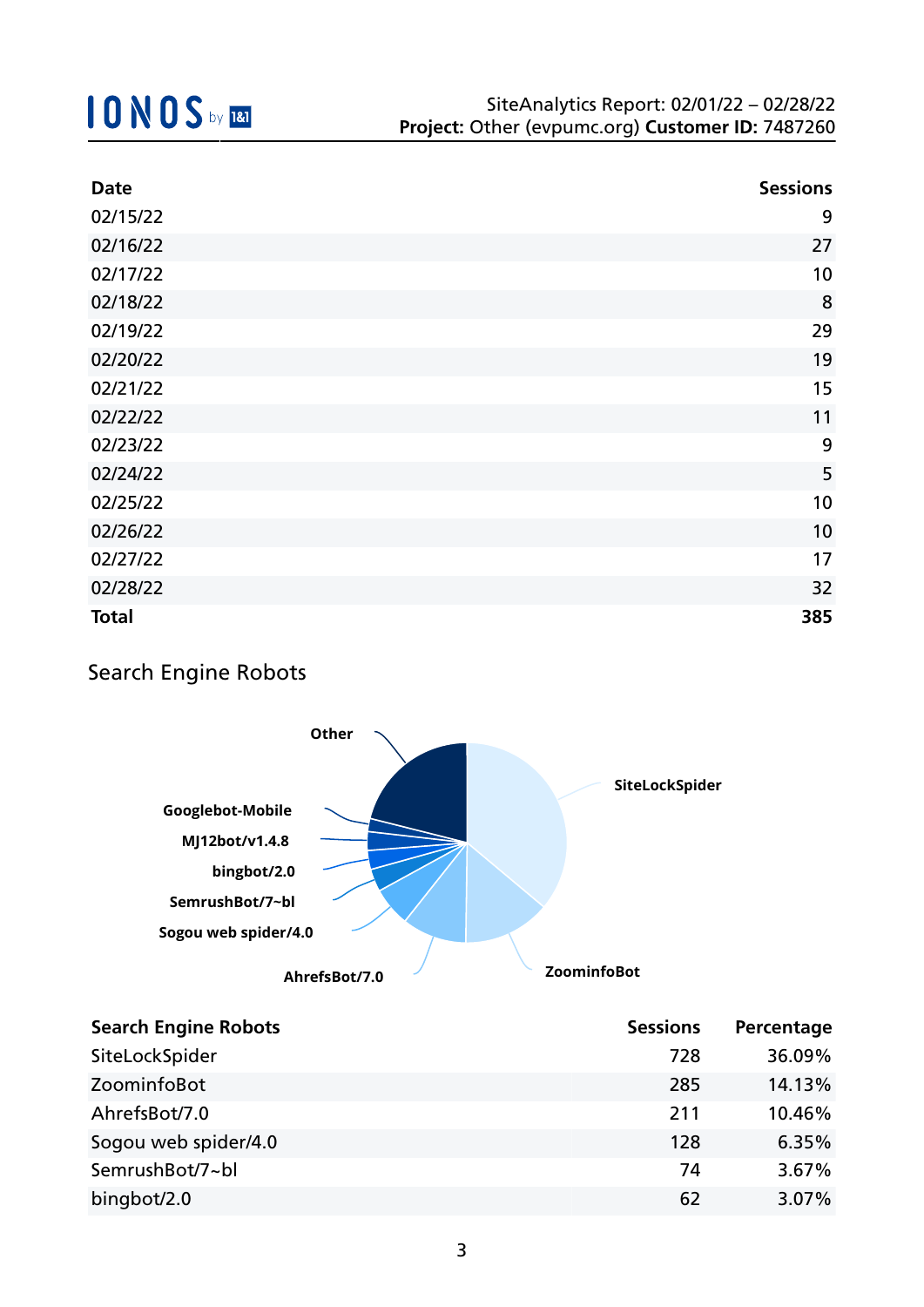| Date | Sessions |
|---|---|
| 02/15/22 | 9 |
| 02/16/22 | 27 |
| 02/17/22 | 10 |
| 02/18/22 | 8 |
| 02/19/22 | 29 |
| 02/20/22 | 19 |
| 02/21/22 | 15 |
| 02/22/22 | 11 |
| 02/23/22 | 9 |
| 02/24/22 | 5 |
| 02/25/22 | 10 |
| 02/26/22 | 10 |
| 02/27/22 | 17 |
| 02/28/22 | 32 |
| **Total** | **385** |

## Search Engine Robots

| Search Engine Robots | Sessions | Percentage |
|---|---|---|
| SiteLockSpider | 728 | 36.09% |
| ZoominfoBot | 285 | 14.13% |
| AhrefsBot/7.0 | 211 | 10.46% |
| Sogou web spider/4.0 | 128 | 6.35% |
| SemrushBot/7~bl | 74 | 3.67% |
| bingbot/2.0 | 62 | 3.07% |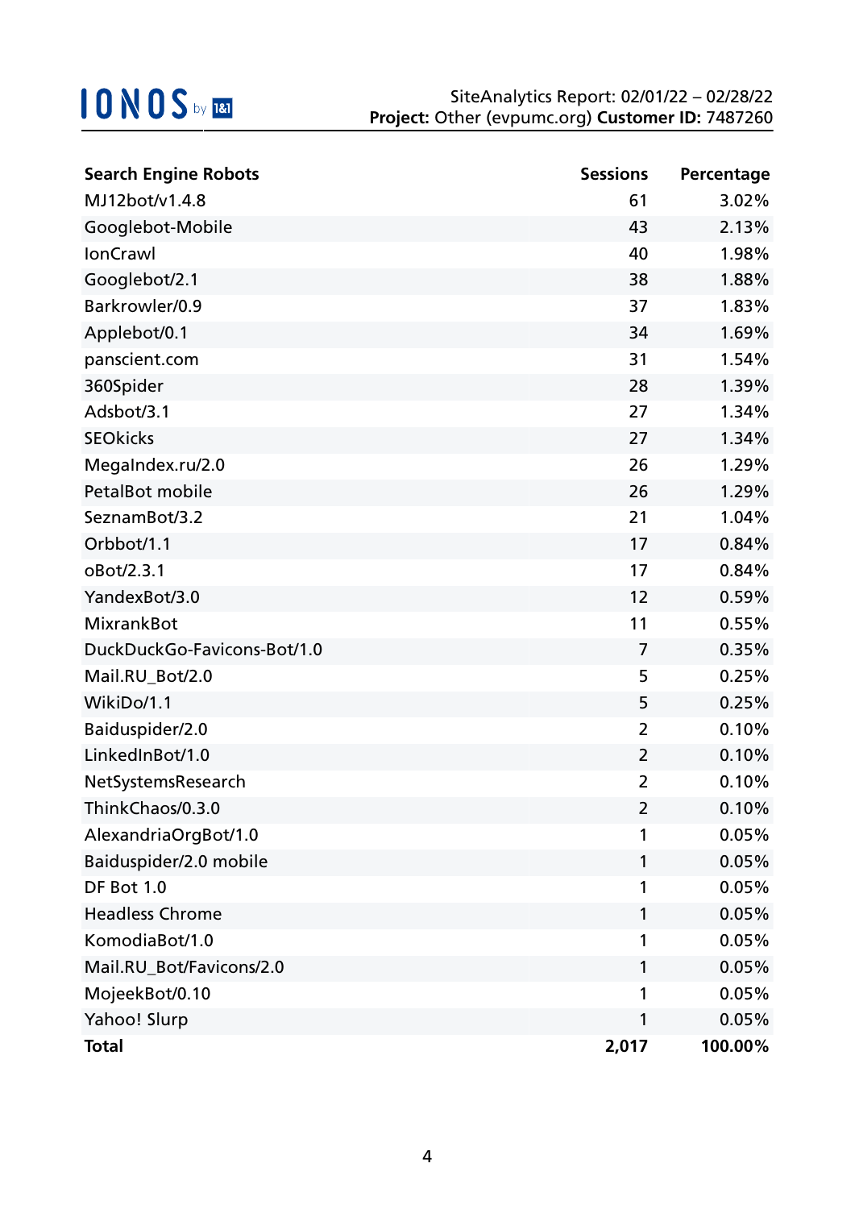| Search Engine Robots | Sessions | Percentage |
|---|---|---|
| MJ12bot/v1.4.8 | 61 | 3.02% |
| Googlebot-Mobile | 43 | 2.13% |
| IonCrawl | 40 | 1.98% |
| Googlebot/2.1 | 38 | 1.88% |
| Barkrowler/0.9 | 37 | 1.83% |
| Applebot/0.1 | 34 | 1.69% |
| panscient.com | 31 | 1.54% |
| 360Spider | 28 | 1.39% |
| Adsbot/3.1 | 27 | 1.34% |
| SEOkicks | 27 | 1.34% |
| MegaIndex.ru/2.0 | 26 | 1.29% |
| PetalBot mobile | 26 | 1.29% |
| SeznamBot/3.2 | 21 | 1.04% |
| Orbbot/1.1 | 17 | 0.84% |
| oBot/2.3.1 | 17 | 0.84% |
| YandexBot/3.0 | 12 | 0.59% |
| MixrankBot | 11 | 0.55% |
| DuckDuckGo-Favicons-Bot/1.0 | 7 | 0.35% |
| Mail.RU_Bot/2.0 | 5 | 0.25% |
| WikiDo/1.1 | 5 | 0.25% |
| Baiduspider/2.0 | 2 | 0.10% |
| LinkedInBot/1.0 | 2 | 0.10% |
| NetSystemsResearch | 2 | 0.10% |
| ThinkChaos/0.3.0 | 2 | 0.10% |
| AlexandriaOrgBot/1.0 | 1 | 0.05% |
| Baiduspider/2.0 mobile | 1 | 0.05% |
| DF Bot 1.0 | 1 | 0.05% |
| Headless Chrome | 1 | 0.05% |
| KomodiaBot/1.0 | 1 | 0.05% |
| Mail.RU_Bot/Favicons/2.0 | 1 | 0.05% |
| MojeekBot/0.10 | 1 | 0.05% |
| Yahoo! Slurp | 1 | 0.05% |
| **Total** | **2,017** | **100.00%** |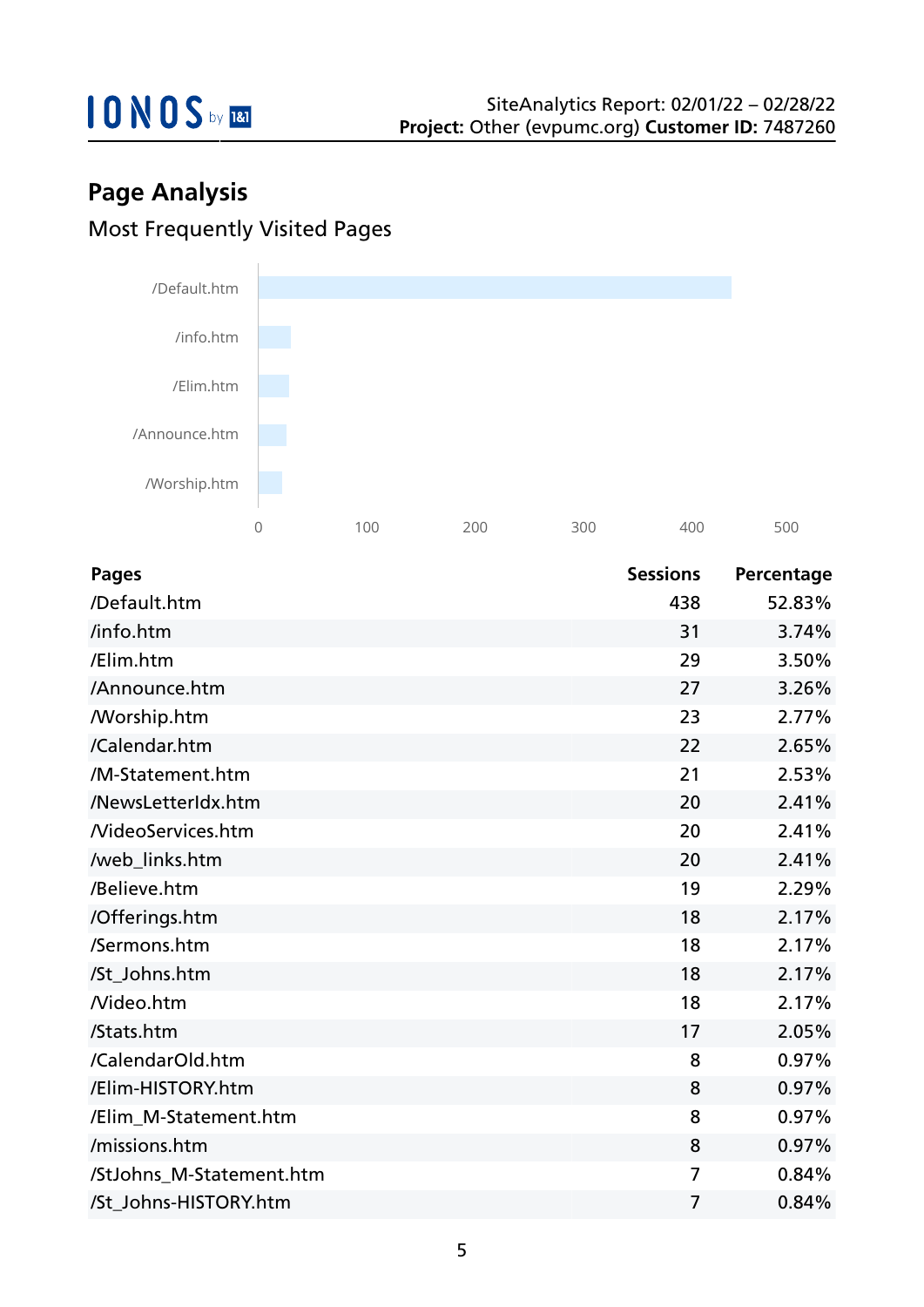## Page Analysis

### Most Frequently Visited Pages

| Pages | Sessions | Percentage |
|---|---|---|
| /Default.htm | 438 | 52.83% |
| /info.htm | 31 | 3.74% |
| /Elim.htm | 29 | 3.50% |
| /Announce.htm | 27 | 3.26% |
| /Worship.htm | 23 | 2.77% |
| /Calendar.htm | 22 | 2.65% |
| /M-Statement.htm | 21 | 2.53% |
| /NewsLetterIdx.htm | 20 | 2.41% |
| /VideoServices.htm | 20 | 2.41% |
| /web_links.htm | 20 | 2.41% |
| /Believe.htm | 19 | 2.29% |
| /Offerings.htm | 18 | 2.17% |
| /Sermons.htm | 18 | 2.17% |
| /St_Johns.htm | 18 | 2.17% |
| /Video.htm | 18 | 2.17% |
| /Stats.htm | 17 | 2.05% |
| /CalendarOld.htm | 8 | 0.97% |
| /Elim-HISTORY.htm | 8 | 0.97% |
| /Elim_M-Statement.htm | 8 | 0.97% |
| /missions.htm | 8 | 0.97% |
| /StJohns_M-Statement.htm | 7 | 0.84% |
| /St_Johns-HISTORY.htm | 7 | 0.84% |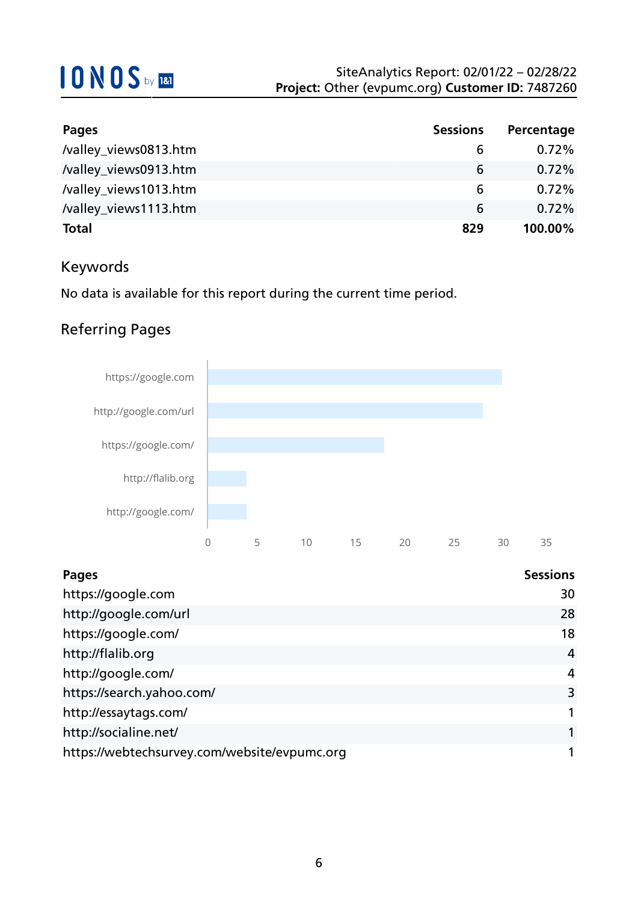| Pages | Sessions | Percentage |
|---|---|---|
| /valley_views0813.htm | 6 | 0.72% |
| /valley_views0913.htm | 6 | 0.72% |
| /valley_views1013.htm | 6 | 0.72% |
| /valley_views1113.htm | 6 | 0.72% |
| **Total** | **829** | **100.00%** |

## Keywords

No data is available for this report during the current time period.

## Referring Pages

| Pages | Sessions |
|---|---|
| https://google.com | 30 |
| http://google.com/url | 28 |
| https://google.com/ | 18 |
| http://flalib.org | 4 |
| http://google.com/ | 4 |
| https://search.yahoo.com/ | 3 |
| http://essaytags.com/ | 1 |
| http://socialine.net/ | 1 |
| https://webtechsurvey.com/website/evpumc.org | 1 |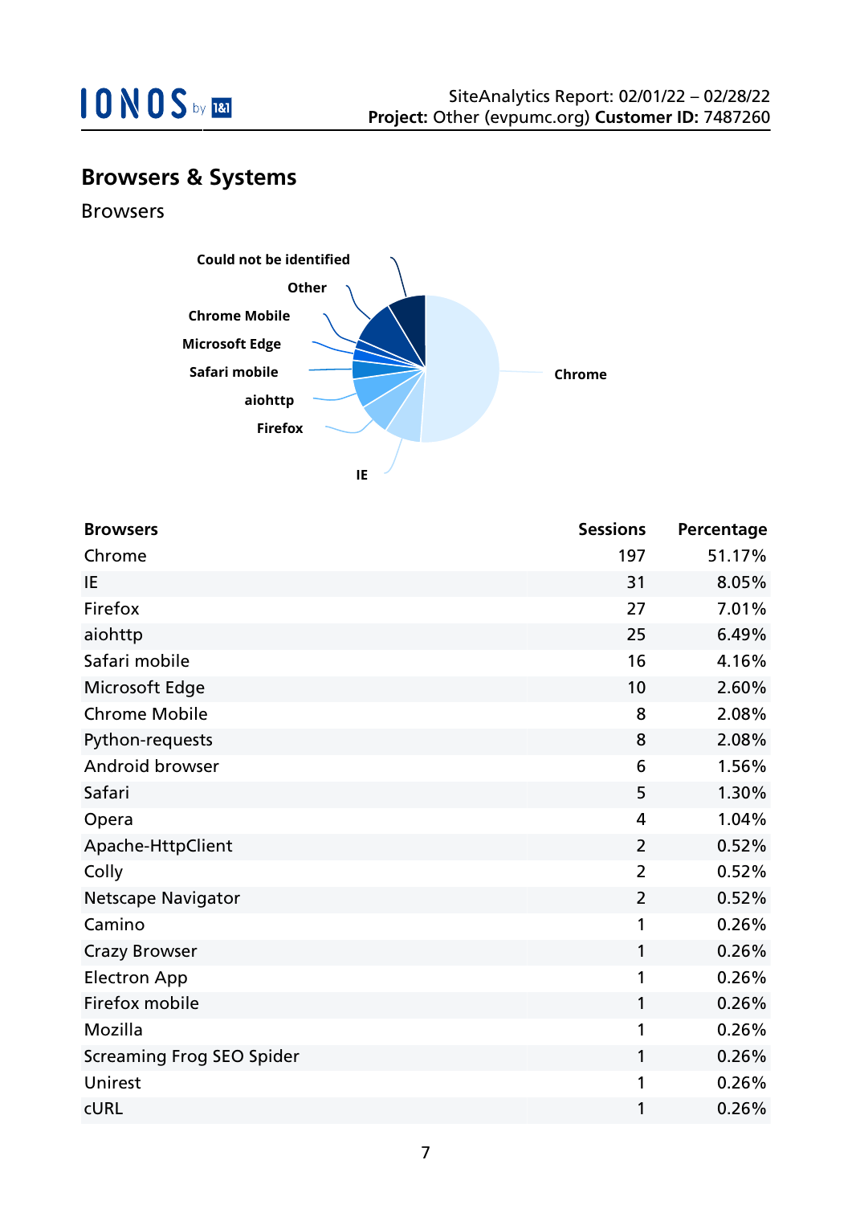## Browsers & Systems

### Browsers

| Browsers | Sessions | Percentage |
|---|---|---|
| Chrome | 197 | 51.17% |
| IE | 31 | 8.05% |
| Firefox | 27 | 7.01% |
| aiohttp | 25 | 6.49% |
| Safari mobile | 16 | 4.16% |
| Microsoft Edge | 10 | 2.60% |
| Chrome Mobile | 8 | 2.08% |
| Python-requests | 8 | 2.08% |
| Android browser | 6 | 1.56% |
| Safari | 5 | 1.30% |
| Opera | 4 | 1.04% |
| Apache-HttpClient | 2 | 0.52% |
| Colly | 2 | 0.52% |
| Netscape Navigator | 2 | 0.52% |
| Camino | 1 | 0.26% |
| Crazy Browser | 1 | 0.26% |
| Electron App | 1 | 0.26% |
| Firefox mobile | 1 | 0.26% |
| Mozilla | 1 | 0.26% |
| Screaming Frog SEO Spider | 1 | 0.26% |
| Unirest | 1 | 0.26% |
| cURL | 1 | 0.26% |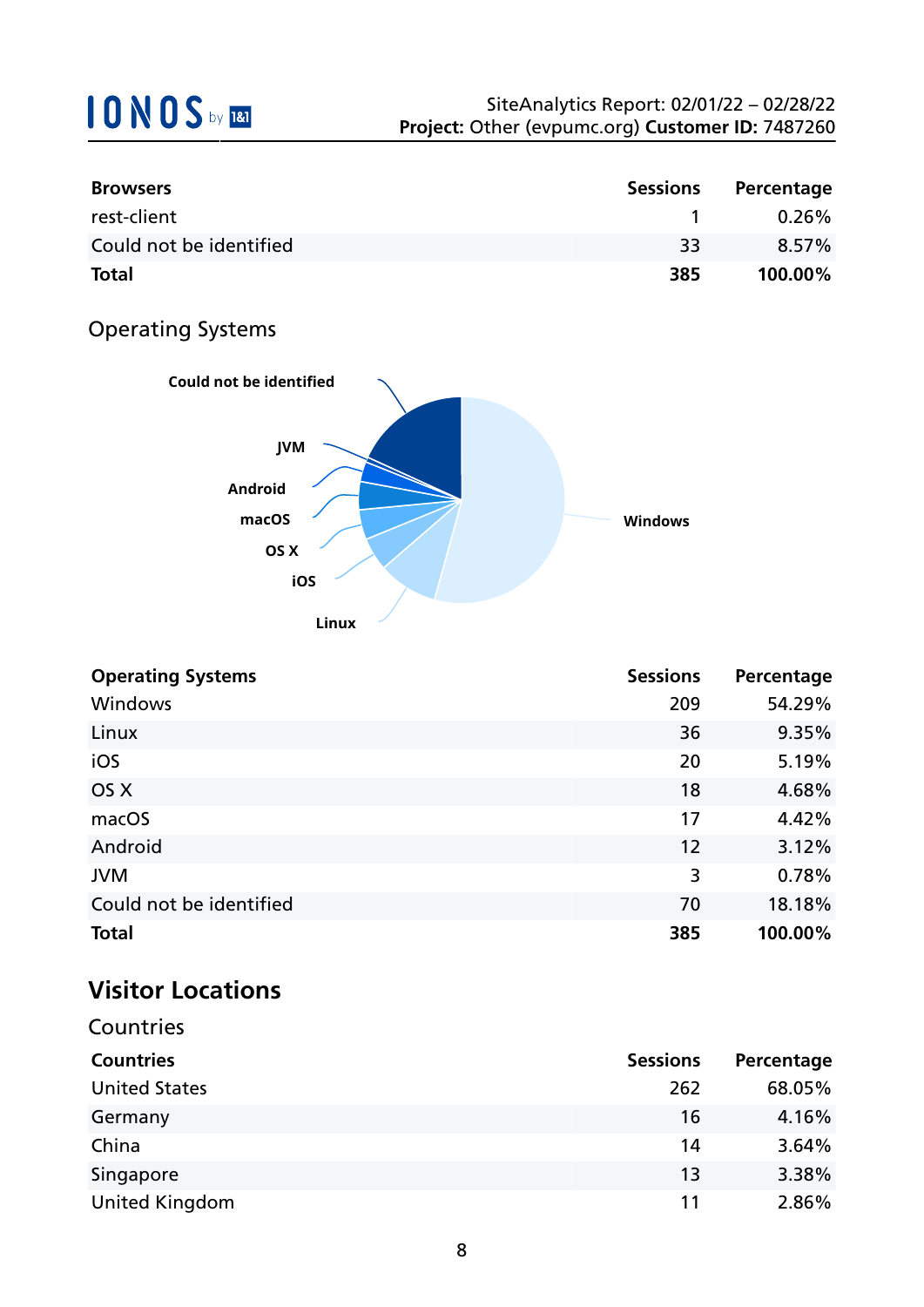| Browsers | Sessions | Percentage |
|---|---|---|
| rest-client | 1 | 0.26% |
| Could not be identified | 33 | 8.57% |
| **Total** | **385** | **100.00%** |

## Operating Systems

| Operating Systems | Sessions | Percentage |
|---|---|---|
| Windows | 209 | 54.29% |
| Linux | 36 | 9.35% |
| iOS | 20 | 5.19% |
| OS X | 18 | 4.68% |
| macOS | 17 | 4.42% |
| Android | 12 | 3.12% |
| JVM | 3 | 0.78% |
| Could not be identified | 70 | 18.18% |
| **Total** | **385** | **100.00%** |

# Visitor Locations

## Countries

| Countries | Sessions | Percentage |
|---|---|---|
| United States | 262 | 68.05% |
| Germany | 16 | 4.16% |
| China | 14 | 3.64% |
| Singapore | 13 | 3.38% |
| United Kingdom | 11 | 2.86% |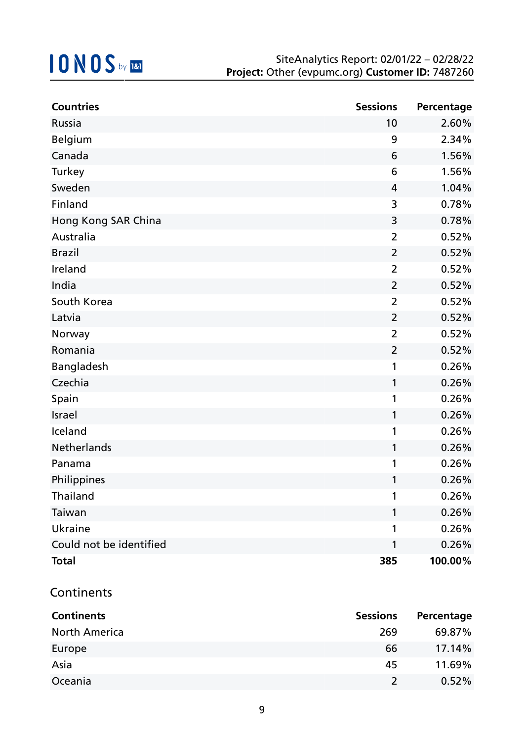| Countries | Sessions | Percentage |
|---|---|---|
| Russia | 10 | 2.60% |
| Belgium | 9 | 2.34% |
| Canada | 6 | 1.56% |
| Turkey | 6 | 1.56% |
| Sweden | 4 | 1.04% |
| Finland | 3 | 0.78% |
| Hong Kong SAR China | 3 | 0.78% |
| Australia | 2 | 0.52% |
| Brazil | 2 | 0.52% |
| Ireland | 2 | 0.52% |
| India | 2 | 0.52% |
| South Korea | 2 | 0.52% |
| Latvia | 2 | 0.52% |
| Norway | 2 | 0.52% |
| Romania | 2 | 0.52% |
| Bangladesh | 1 | 0.26% |
| Czechia | 1 | 0.26% |
| Spain | 1 | 0.26% |
| Israel | 1 | 0.26% |
| Iceland | 1 | 0.26% |
| Netherlands | 1 | 0.26% |
| Panama | 1 | 0.26% |
| Philippines | 1 | 0.26% |
| Thailand | 1 | 0.26% |
| Taiwan | 1 | 0.26% |
| Ukraine | 1 | 0.26% |
| Could not be identified | 1 | 0.26% |
| **Total** | **385** | **100.00%** |

## Continents

| Continents | Sessions | Percentage |
|---|---|---|
| North America | 269 | 69.87% |
| Europe | 66 | 17.14% |
| Asia | 45 | 11.69% |
| Oceania | 2 | 0.52% |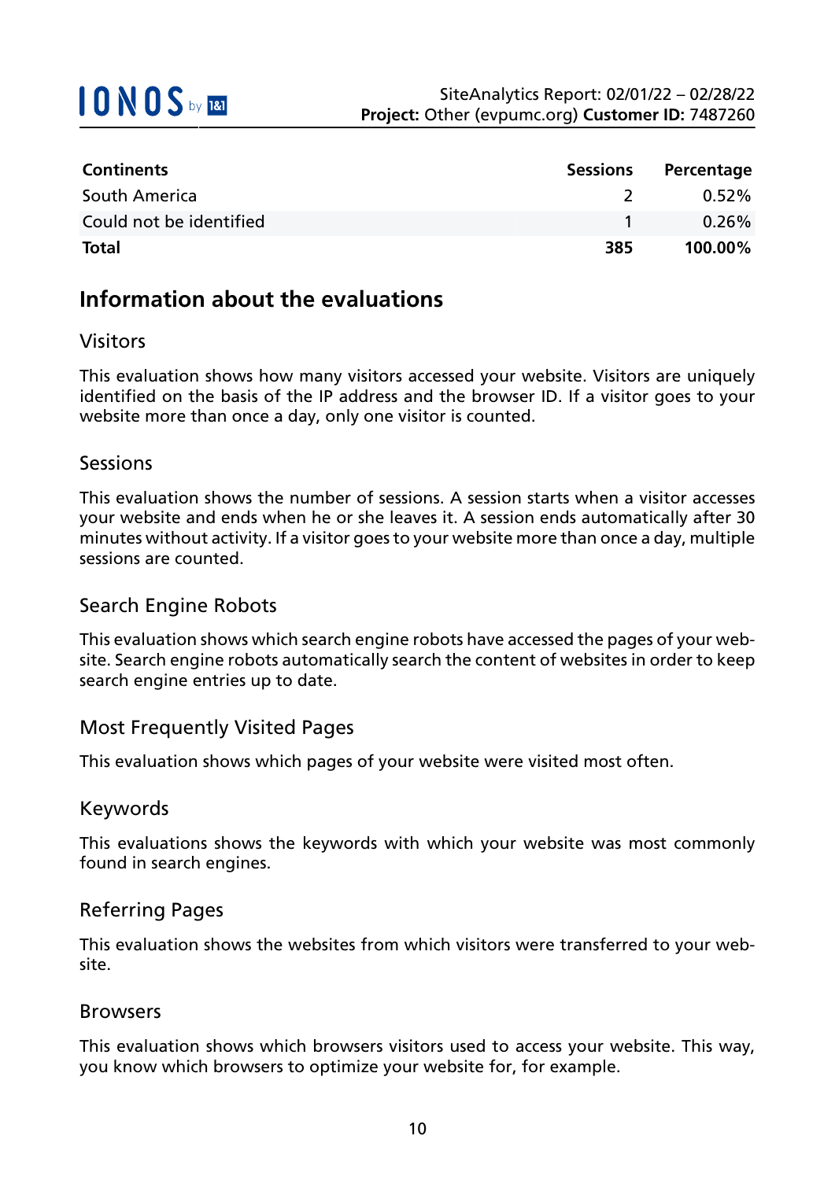| Continents | Sessions | Percentage |
| --- | --- | --- |
| South America | 2 | 0.52% |
| Could not be identified | 1 | 0.26% |
| **Total** | **385** | **100.00%** |

## Information about the evaluations

### Visitors

This evaluation shows how many visitors accessed your website. Visitors are uniquely identified on the basis of the IP address and the browser ID. If a visitor goes to your website more than once a day, only one visitor is counted.

### Sessions

This evaluation shows the number of sessions. A session starts when a visitor accesses your website and ends when he or she leaves it. A session ends automatically after 30 minutes without activity. If a visitor goes to your website more than once a day, multiple sessions are counted.

### Search Engine Robots

This evaluation shows which search engine robots have accessed the pages of your website. Search engine robots automatically search the content of websites in order to keep search engine entries up to date.

### Most Frequently Visited Pages

This evaluation shows which pages of your website were visited most often.

### Keywords

This evaluations shows the keywords with which your website was most commonly found in search engines.

### Referring Pages

This evaluation shows the websites from which visitors were transferred to your website.

### Browsers

This evaluation shows which browsers visitors used to access your website. This way, you know which browsers to optimize your website for, for example.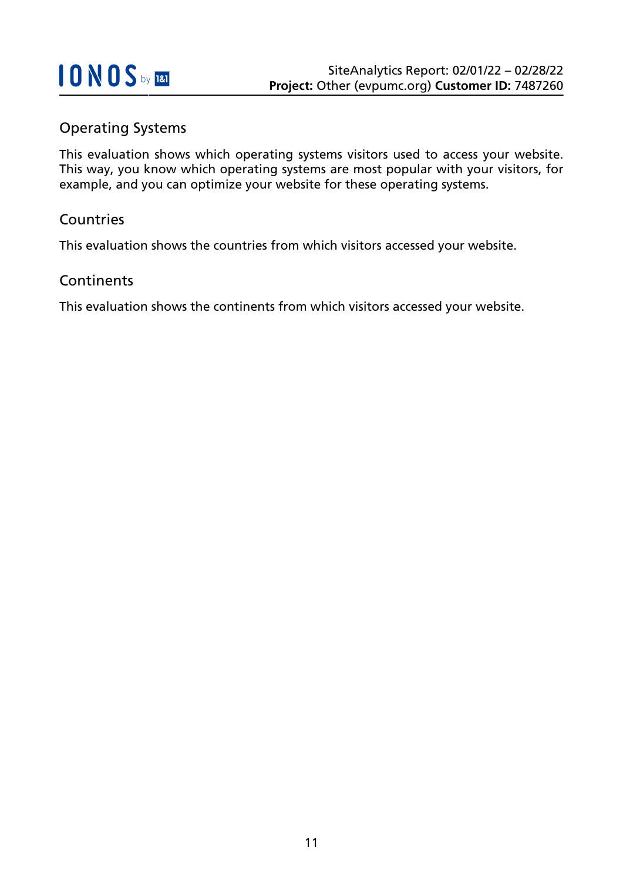## Operating Systems

This evaluation shows which operating systems visitors used to access your website. This way, you know which operating systems are most popular with your visitors, for example, and you can optimize your website for these operating systems.

## Countries

This evaluation shows the countries from which visitors accessed your website.

## Continents

This evaluation shows the continents from which visitors accessed your website.